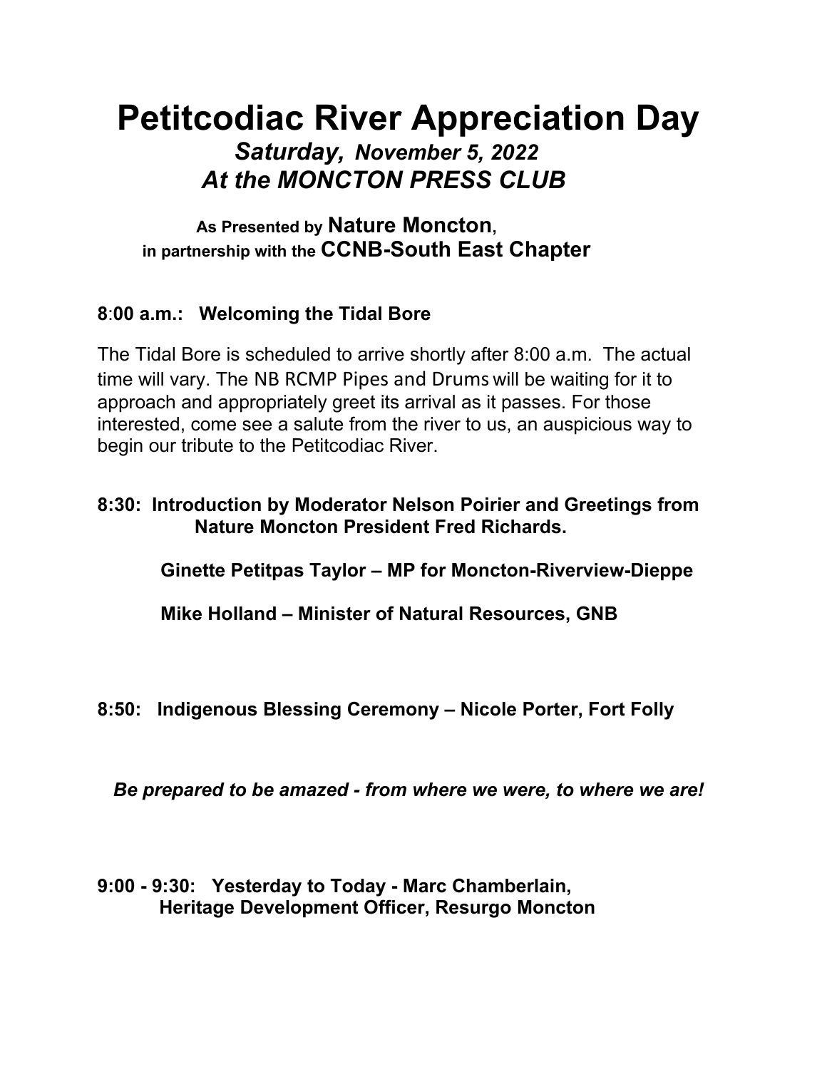# Petitcodiac River Appreciation Day

***Saturday, November 5, 2022***
***At the MONCTON PRESS CLUB***

**As Presented by Nature Moncton,**
**in partnership with the CCNB-South East Chapter**

**8:00 a.m.: Welcoming the Tidal Bore**

The Tidal Bore is scheduled to arrive shortly after 8:00 a.m. The actual time will vary. The NB RCMP Pipes and Drums will be waiting for it to approach and appropriately greet its arrival as it passes. For those interested, come see a salute from the river to us, an auspicious way to begin our tribute to the Petitcodiac River.

**8:30: Introduction by Moderator Nelson Poirier and Greetings from Nature Moncton President Fred Richards.**

**Ginette Petitpas Taylor – MP for Moncton-Riverview-Dieppe**

**Mike Holland – Minister of Natural Resources, GNB**

**8:50: Indigenous Blessing Ceremony – Nicole Porter, Fort Folly**

***Be prepared to be amazed - from where we were, to where we are!***

**9:00 - 9:30: Yesterday to Today - Marc Chamberlain, Heritage Development Officer, Resurgo Moncton**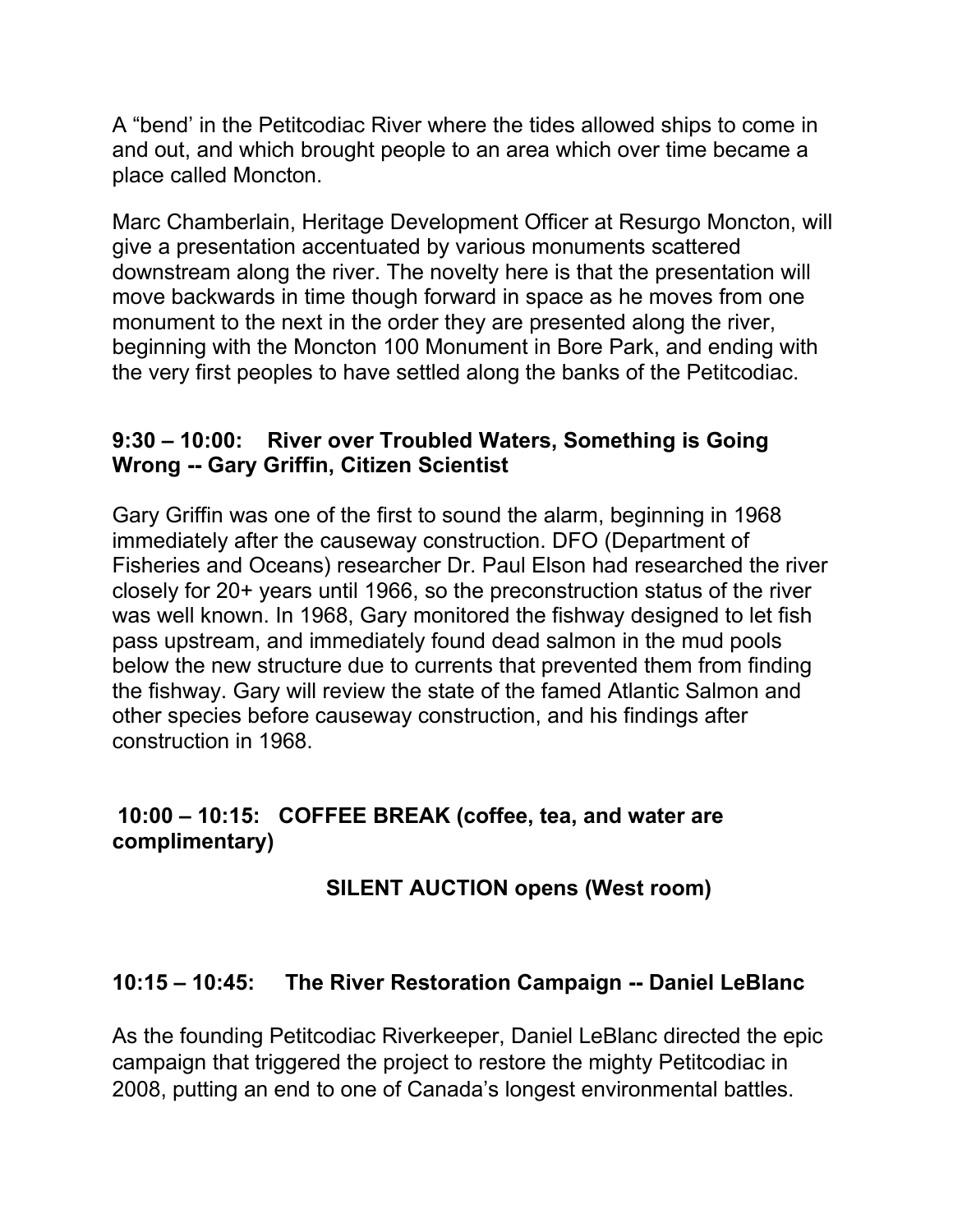A "bend' in the Petitcodiac River where the tides allowed ships to come in and out, and which brought people to an area which over time became a place called Moncton.

Marc Chamberlain, Heritage Development Officer at Resurgo Moncton, will give a presentation accentuated by various monuments scattered downstream along the river. The novelty here is that the presentation will move backwards in time though forward in space as he moves from one monument to the next in the order they are presented along the river, beginning with the Moncton 100 Monument in Bore Park, and ending with the very first peoples to have settled along the banks of the Petitcodiac.

**9:30 – 10:00: River over Troubled Waters, Something is Going Wrong -- Gary Griffin, Citizen Scientist**

Gary Griffin was one of the first to sound the alarm, beginning in 1968 immediately after the causeway construction. DFO (Department of Fisheries and Oceans) researcher Dr. Paul Elson had researched the river closely for 20+ years until 1966, so the preconstruction status of the river was well known. In 1968, Gary monitored the fishway designed to let fish pass upstream, and immediately found dead salmon in the mud pools below the new structure due to currents that prevented them from finding the fishway. Gary will review the state of the famed Atlantic Salmon and other species before causeway construction, and his findings after construction in 1968.

**10:00 – 10:15: COFFEE BREAK (coffee, tea, and water are complimentary)**

**SILENT AUCTION opens (West room)**

**10:15 – 10:45: The River Restoration Campaign -- Daniel LeBlanc**

As the founding Petitcodiac Riverkeeper, Daniel LeBlanc directed the epic campaign that triggered the project to restore the mighty Petitcodiac in 2008, putting an end to one of Canada's longest environmental battles.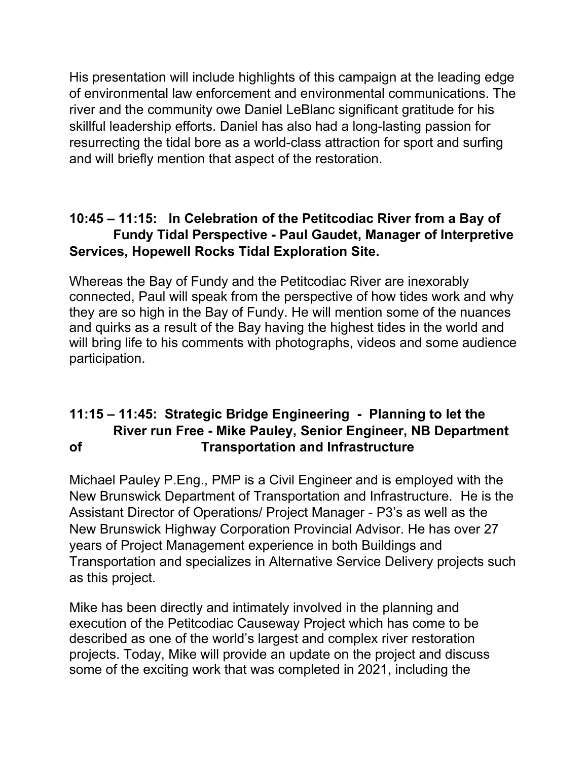His presentation will include highlights of this campaign at the leading edge of environmental law enforcement and environmental communications. The river and the community owe Daniel LeBlanc significant gratitude for his skillful leadership efforts. Daniel has also had a long-lasting passion for resurrecting the tidal bore as a world-class attraction for sport and surfing and will briefly mention that aspect of the restoration.

**10:45 – 11:15: In Celebration of the Petitcodiac River from a Bay of Fundy Tidal Perspective - Paul Gaudet, Manager of Interpretive Services, Hopewell Rocks Tidal Exploration Site.**

Whereas the Bay of Fundy and the Petitcodiac River are inexorably connected, Paul will speak from the perspective of how tides work and why they are so high in the Bay of Fundy. He will mention some of the nuances and quirks as a result of the Bay having the highest tides in the world and will bring life to his comments with photographs, videos and some audience participation.

**11:15 – 11:45: Strategic Bridge Engineering - Planning to let the River run Free - Mike Pauley, Senior Engineer, NB Department of Transportation and Infrastructure**

Michael Pauley P.Eng., PMP is a Civil Engineer and is employed with the New Brunswick Department of Transportation and Infrastructure. He is the Assistant Director of Operations/ Project Manager - P3's as well as the New Brunswick Highway Corporation Provincial Advisor. He has over 27 years of Project Management experience in both Buildings and Transportation and specializes in Alternative Service Delivery projects such as this project.

Mike has been directly and intimately involved in the planning and execution of the Petitcodiac Causeway Project which has come to be described as one of the world's largest and complex river restoration projects. Today, Mike will provide an update on the project and discuss some of the exciting work that was completed in 2021, including the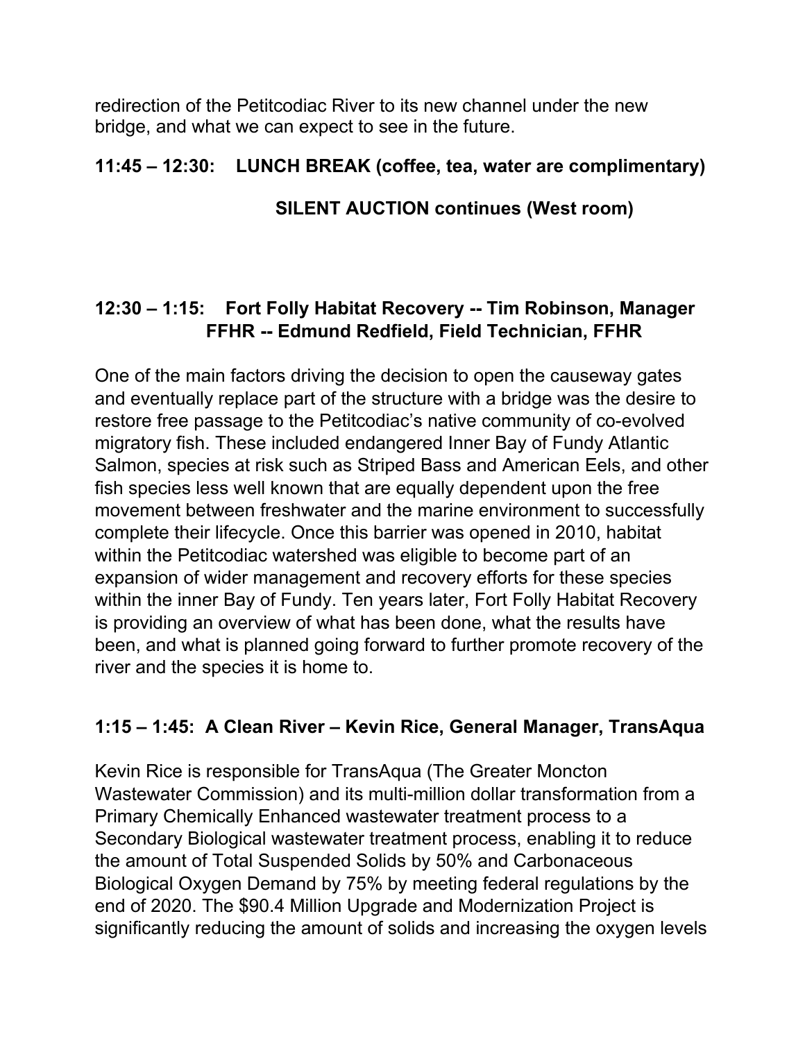redirection of the Petitcodiac River to its new channel under the new bridge, and what we can expect to see in the future.

**11:45 – 12:30: LUNCH BREAK (coffee, tea, water are complimentary)**

**SILENT AUCTION continues (West room)**

**12:30 – 1:15: Fort Folly Habitat Recovery -- Tim Robinson, Manager FFHR -- Edmund Redfield, Field Technician, FFHR**

One of the main factors driving the decision to open the causeway gates and eventually replace part of the structure with a bridge was the desire to restore free passage to the Petitcodiac's native community of co-evolved migratory fish. These included endangered Inner Bay of Fundy Atlantic Salmon, species at risk such as Striped Bass and American Eels, and other fish species less well known that are equally dependent upon the free movement between freshwater and the marine environment to successfully complete their lifecycle. Once this barrier was opened in 2010, habitat within the Petitcodiac watershed was eligible to become part of an expansion of wider management and recovery efforts for these species within the inner Bay of Fundy. Ten years later, Fort Folly Habitat Recovery is providing an overview of what has been done, what the results have been, and what is planned going forward to further promote recovery of the river and the species it is home to.

**1:15 – 1:45: A Clean River – Kevin Rice, General Manager, TransAqua**

Kevin Rice is responsible for TransAqua (The Greater Moncton Wastewater Commission) and its multi-million dollar transformation from a Primary Chemically Enhanced wastewater treatment process to a Secondary Biological wastewater treatment process, enabling it to reduce the amount of Total Suspended Solids by 50% and Carbonaceous Biological Oxygen Demand by 75% by meeting federal regulations by the end of 2020. The $90.4 Million Upgrade and Modernization Project is significantly reducing the amount of solids and increasing the oxygen levels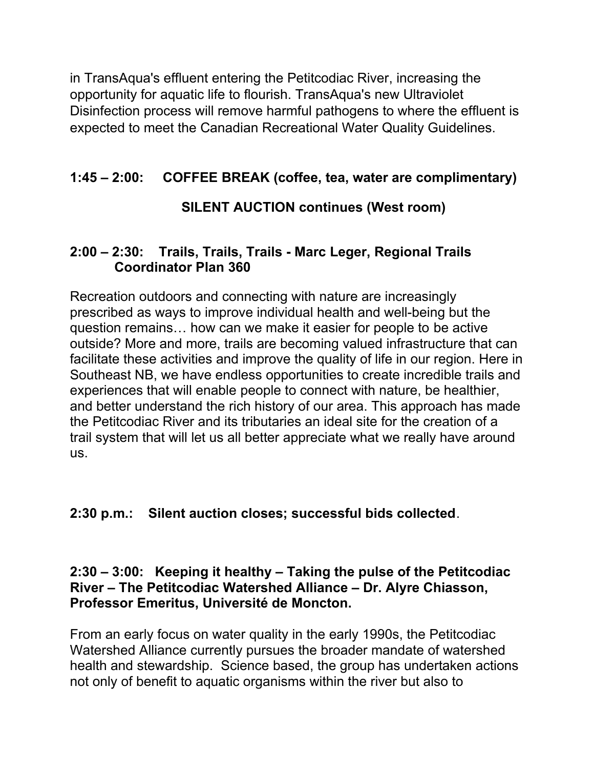in TransAqua's effluent entering the Petitcodiac River, increasing the opportunity for aquatic life to flourish. TransAqua's new Ultraviolet Disinfection process will remove harmful pathogens to where the effluent is expected to meet the Canadian Recreational Water Quality Guidelines.

**1:45 – 2:00: COFFEE BREAK (coffee, tea, water are complimentary)**

**SILENT AUCTION continues (West room)**

**2:00 – 2:30: Trails, Trails, Trails - Marc Leger, Regional Trails Coordinator Plan 360**

Recreation outdoors and connecting with nature are increasingly prescribed as ways to improve individual health and well-being but the question remains… how can we make it easier for people to be active outside? More and more, trails are becoming valued infrastructure that can facilitate these activities and improve the quality of life in our region. Here in Southeast NB, we have endless opportunities to create incredible trails and experiences that will enable people to connect with nature, be healthier, and better understand the rich history of our area. This approach has made the Petitcodiac River and its tributaries an ideal site for the creation of a trail system that will let us all better appreciate what we really have around us.

**2:30 p.m.: Silent auction closes; successful bids collected**.

**2:30 – 3:00: Keeping it healthy – Taking the pulse of the Petitcodiac River – The Petitcodiac Watershed Alliance – Dr. Alyre Chiasson, Professor Emeritus, Université de Moncton.**

From an early focus on water quality in the early 1990s, the Petitcodiac Watershed Alliance currently pursues the broader mandate of watershed health and stewardship. Science based, the group has undertaken actions not only of benefit to aquatic organisms within the river but also to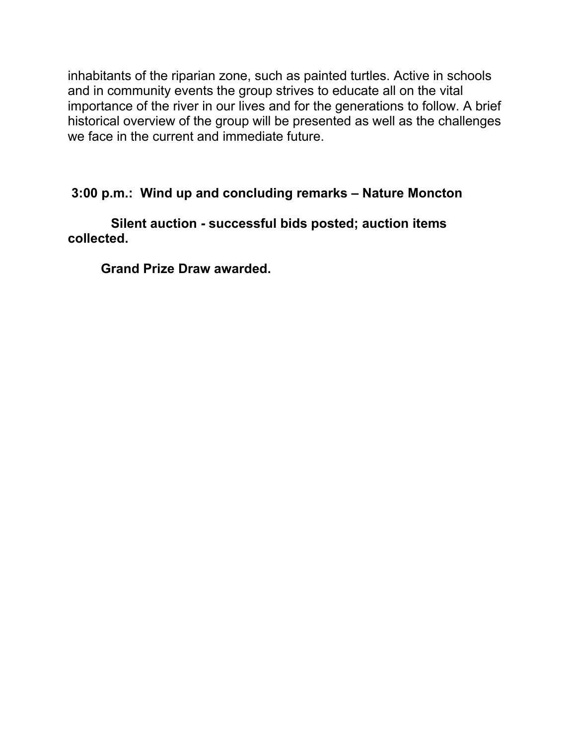inhabitants of the riparian zone, such as painted turtles. Active in schools and in community events the group strives to educate all on the vital importance of the river in our lives and for the generations to follow. A brief historical overview of the group will be presented as well as the challenges we face in the current and immediate future.

**3:00 p.m.: Wind up and concluding remarks – Nature Moncton**

**Silent auction - successful bids posted; auction items collected.**

**Grand Prize Draw awarded.**